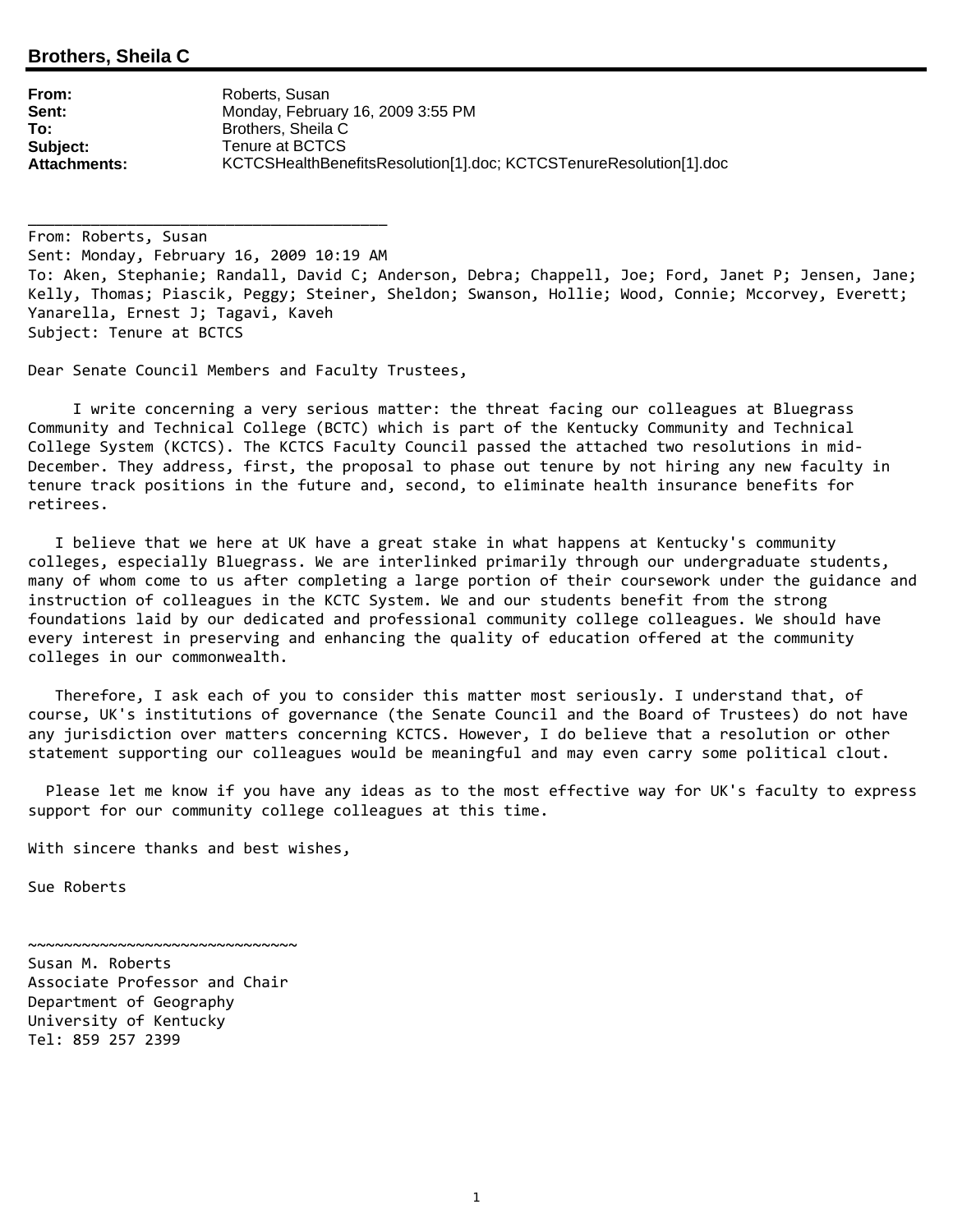**Brothers, Sheila C**

---

**From:** Roberts, Susan
**Sent:** Monday, February 16, 2009 3:55 PM
**To:** Brothers, Sheila C
**Subject:** Tenure at BCTCS
**Attachments:** KCTCSHealthBenefitsResolution[1].doc; KCTCSTenureResolution[1].doc

---

From: Roberts, Susan
Sent: Monday, February 16, 2009 10:19 AM
To: Aken, Stephanie; Randall, David C; Anderson, Debra; Chappell, Joe; Ford, Janet P; Jensen, Jane; Kelly, Thomas; Piascik, Peggy; Steiner, Sheldon; Swanson, Hollie; Wood, Connie; Mccorvey, Everett; Yanarella, Ernest J; Tagavi, Kaveh
Subject: Tenure at BCTCS

Dear Senate Council Members and Faculty Trustees,

I write concerning a very serious matter: the threat facing our colleagues at Bluegrass Community and Technical College (BCTC) which is part of the Kentucky Community and Technical College System (KCTCS). The KCTCS Faculty Council passed the attached two resolutions in mid-December. They address, first, the proposal to phase out tenure by not hiring any new faculty in tenure track positions in the future and, second, to eliminate health insurance benefits for retirees.

I believe that we here at UK have a great stake in what happens at Kentucky's community colleges, especially Bluegrass. We are interlinked primarily through our undergraduate students, many of whom come to us after completing a large portion of their coursework under the guidance and instruction of colleagues in the KCTC System. We and our students benefit from the strong foundations laid by our dedicated and professional community college colleagues. We should have every interest in preserving and enhancing the quality of education offered at the community colleges in our commonwealth.

Therefore, I ask each of you to consider this matter most seriously. I understand that, of course, UK's institutions of governance (the Senate Council and the Board of Trustees) do not have any jurisdiction over matters concerning KCTCS. However, I do believe that a resolution or other statement supporting our colleagues would be meaningful and may even carry some political clout.

Please let me know if you have any ideas as to the most effective way for UK's faculty to express support for our community college colleagues at this time.

With sincere thanks and best wishes,

Sue Roberts

~~~~~~~~~~~~~~~~~~~~~~~~~~~~~~

Susan M. Roberts
Associate Professor and Chair
Department of Geography
University of Kentucky
Tel: 859 257 2399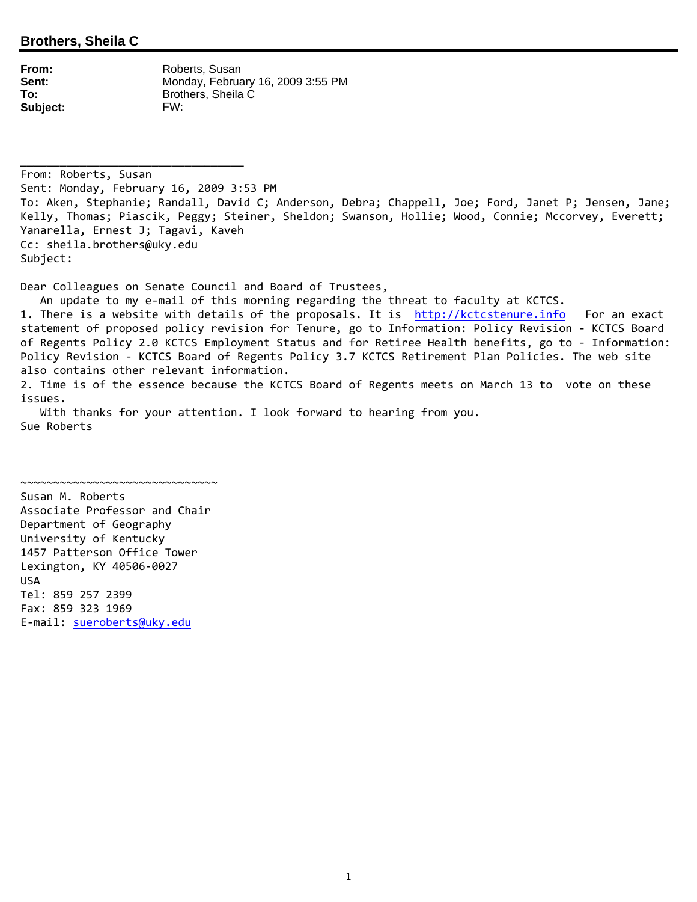**Brothers, Sheila C**

---

**From:** Roberts, Susan
**Sent:** Monday, February 16, 2009 3:55 PM
**To:** Brothers, Sheila C
**Subject:** FW:

---

From: Roberts, Susan
Sent: Monday, February 16, 2009 3:53 PM
To: Aken, Stephanie; Randall, David C; Anderson, Debra; Chappell, Joe; Ford, Janet P; Jensen, Jane; Kelly, Thomas; Piascik, Peggy; Steiner, Sheldon; Swanson, Hollie; Wood, Connie; Mccorvey, Everett; Yanarella, Ernest J; Tagavi, Kaveh
Cc: sheila.brothers@uky.edu
Subject:

Dear Colleagues on Senate Council and Board of Trustees,

An update to my e-mail of this morning regarding the threat to faculty at KCTCS.

1. There is a website with details of the proposals. It is http://kctcstenure.info For an exact statement of proposed policy revision for Tenure, go to Information: Policy Revision - KCTCS Board of Regents Policy 2.0 KCTCS Employment Status and for Retiree Health benefits, go to - Information: Policy Revision - KCTCS Board of Regents Policy 3.7 KCTCS Retirement Plan Policies. The web site also contains other relevant information.
2. Time is of the essence because the KCTCS Board of Regents meets on March 13 to vote on these issues.

With thanks for your attention. I look forward to hearing from you.
Sue Roberts

~~~~~~~~~~~~~~~~~~~~~~~~~~~~~~

Susan M. Roberts
Associate Professor and Chair
Department of Geography
University of Kentucky
1457 Patterson Office Tower
Lexington, KY 40506-0027
USA
Tel: 859 257 2399
Fax: 859 323 1969
E-mail: sueroberts@uky.edu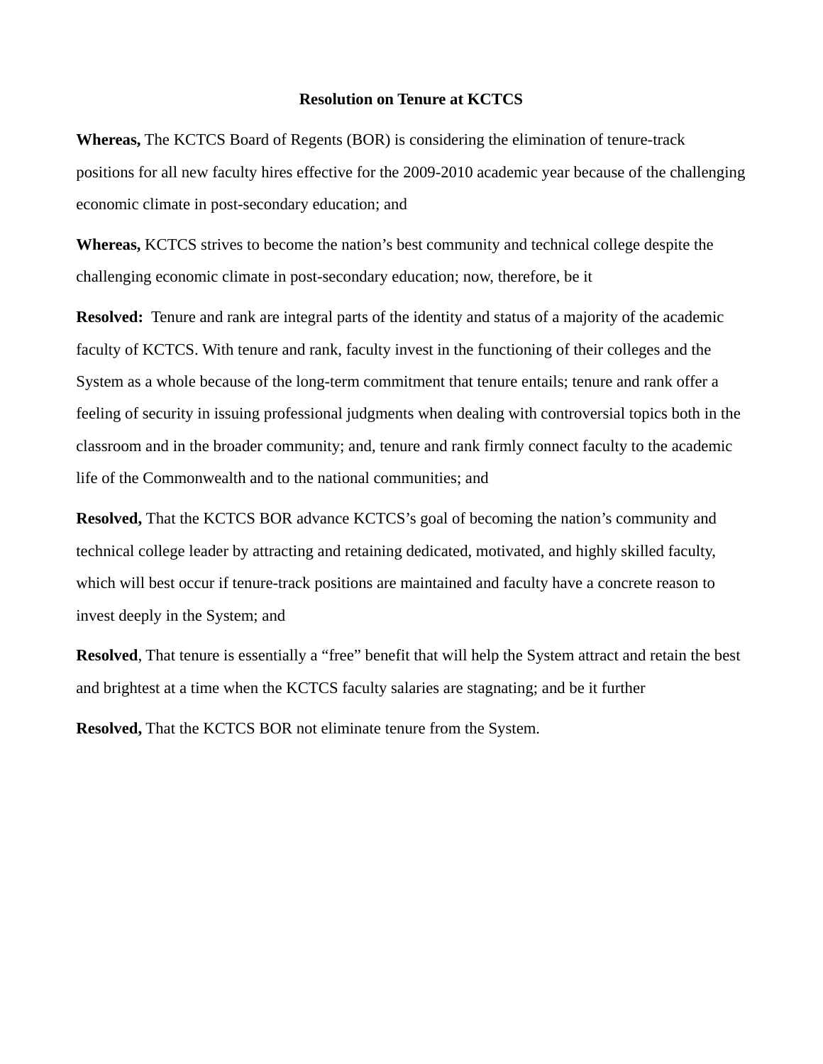**Resolution on Tenure at KCTCS**

**Whereas,** The KCTCS Board of Regents (BOR) is considering the elimination of tenure-track positions for all new faculty hires effective for the 2009-2010 academic year because of the challenging economic climate in post-secondary education; and

**Whereas,** KCTCS strives to become the nation's best community and technical college despite the challenging economic climate in post-secondary education; now, therefore, be it

**Resolved:** Tenure and rank are integral parts of the identity and status of a majority of the academic faculty of KCTCS. With tenure and rank, faculty invest in the functioning of their colleges and the System as a whole because of the long-term commitment that tenure entails; tenure and rank offer a feeling of security in issuing professional judgments when dealing with controversial topics both in the classroom and in the broader community; and, tenure and rank firmly connect faculty to the academic life of the Commonwealth and to the national communities; and

**Resolved,** That the KCTCS BOR advance KCTCS's goal of becoming the nation's community and technical college leader by attracting and retaining dedicated, motivated, and highly skilled faculty, which will best occur if tenure-track positions are maintained and faculty have a concrete reason to invest deeply in the System; and

**Resolved**, That tenure is essentially a "free" benefit that will help the System attract and retain the best and brightest at a time when the KCTCS faculty salaries are stagnating; and be it further

**Resolved,** That the KCTCS BOR not eliminate tenure from the System.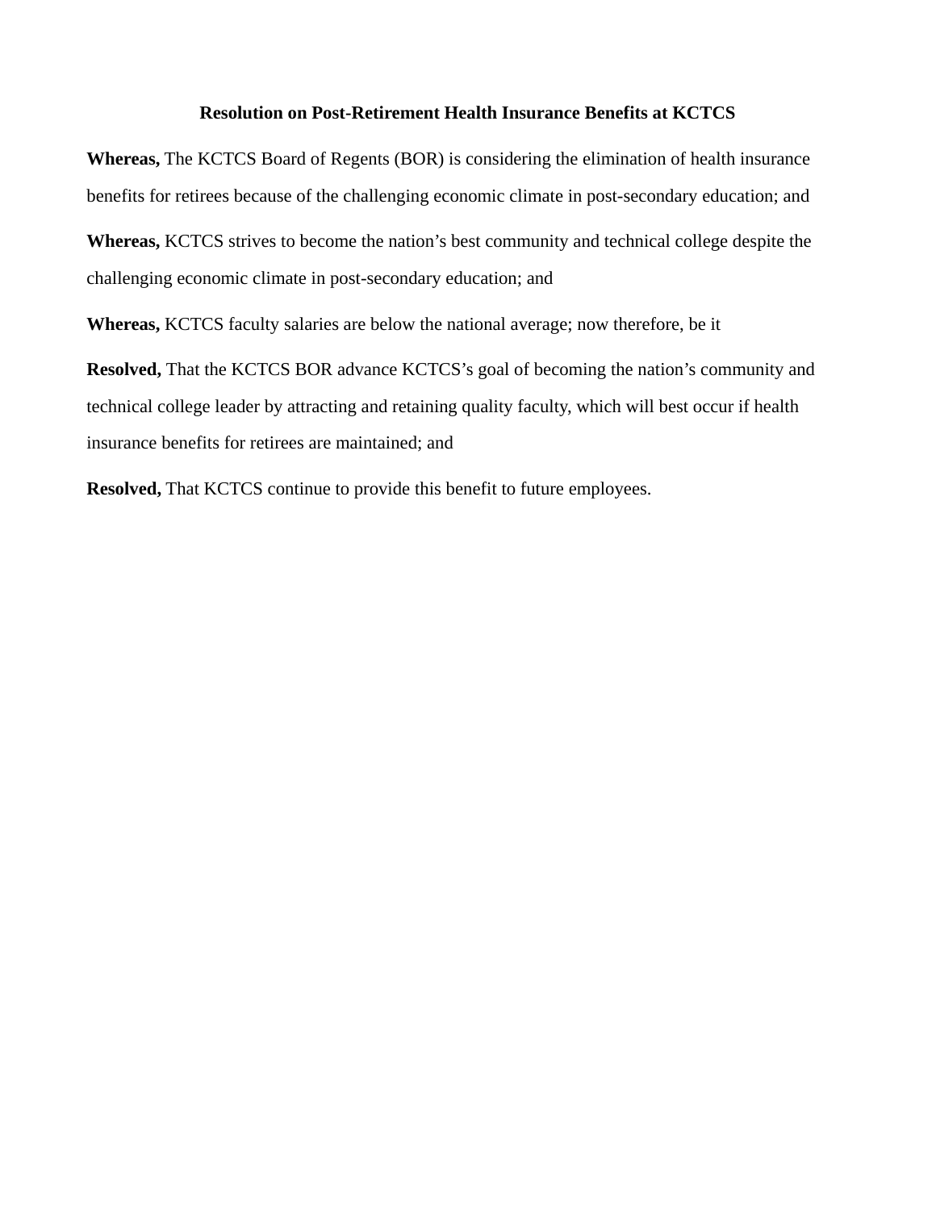**Resolution on Post-Retirement Health Insurance Benefits at KCTCS**

**Whereas,** The KCTCS Board of Regents (BOR) is considering the elimination of health insurance benefits for retirees because of the challenging economic climate in post-secondary education; and

**Whereas,** KCTCS strives to become the nation's best community and technical college despite the challenging economic climate in post-secondary education; and

**Whereas,** KCTCS faculty salaries are below the national average; now therefore, be it

**Resolved,** That the KCTCS BOR advance KCTCS's goal of becoming the nation's community and technical college leader by attracting and retaining quality faculty, which will best occur if health insurance benefits for retirees are maintained; and

**Resolved,** That KCTCS continue to provide this benefit to future employees.